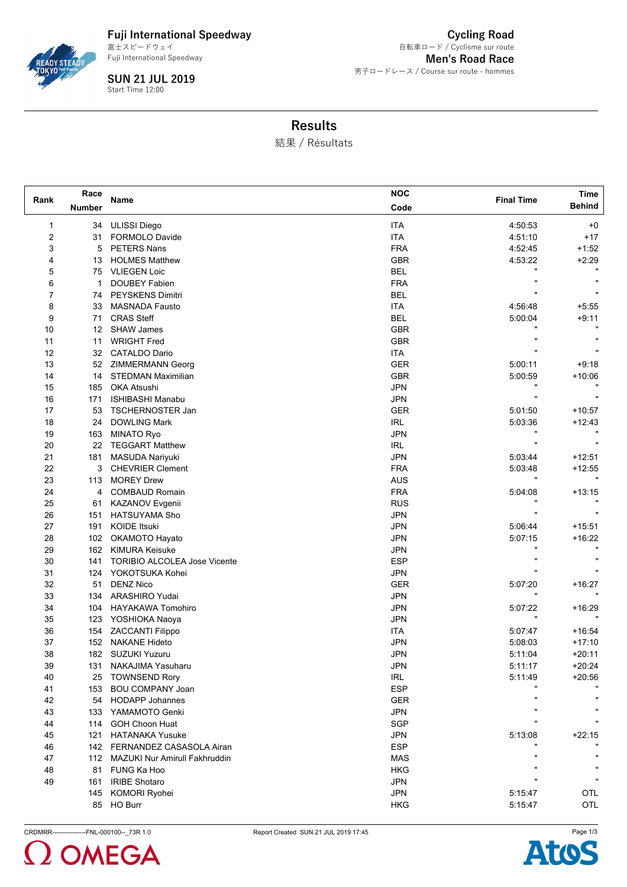**Fuji International Speedway**
富士スピードウェイ
Fuji International Speedway

**SUN 21 JUL 2019**
Start Time 12:00

**Cycling Road**
自転車ロード / Cyclisme sur route
**Men's Road Race**
男子ロードレース / Course sur route - hommes

## Results
結果 / Résultats

| Rank | Race Number | Name | NOC Code | Final Time | Time Behind |
|---|---|---|---|---|---|
| 1 | 34 | ULISSI Diego | ITA | 4:50:53 | +0 |
| 2 | 31 | FORMOLO Davide | ITA | 4:51:10 | +17 |
| 3 | 5 | PETERS Nans | FRA | 4:52:45 | +1:52 |
| 4 | 13 | HOLMES Matthew | GBR | 4:53:22 | +2:29 |
| 5 | 75 | VLIEGEN Loic | BEL | " | " |
| 6 | 1 | DOUBEY Fabien | FRA | " | " |
| 7 | 74 | PEYSKENS Dimitri | BEL | " | " |
| 8 | 33 | MASNADA Fausto | ITA | 4:56:48 | +5:55 |
| 9 | 71 | CRAS Steff | BEL | 5:00:04 | +9:11 |
| 10 | 12 | SHAW James | GBR | " | " |
| 11 | 11 | WRIGHT Fred | GBR | " | " |
| 12 | 32 | CATALDO Dario | ITA | " | " |
| 13 | 52 | ZIMMERMANN Georg | GER | 5:00:11 | +9:18 |
| 14 | 14 | STEDMAN Maximilian | GBR | 5:00:59 | +10:06 |
| 15 | 185 | OKA Atsushi | JPN | " | " |
| 16 | 171 | ISHIBASHI Manabu | JPN | " | " |
| 17 | 53 | TSCHERNOSTER Jan | GER | 5:01:50 | +10:57 |
| 18 | 24 | DOWLING Mark | IRL | 5:03:36 | +12:43 |
| 19 | 163 | MINATO Ryo | JPN | " | " |
| 20 | 22 | TEGGART Matthew | IRL | " | " |
| 21 | 181 | MASUDA Nariyuki | JPN | 5:03:44 | +12:51 |
| 22 | 3 | CHEVRIER Clement | FRA | 5:03:48 | +12:55 |
| 23 | 113 | MOREY Drew | AUS | " | " |
| 24 | 4 | COMBAUD Romain | FRA | 5:04:08 | +13:15 |
| 25 | 61 | KAZANOV Evgenii | RUS | " | " |
| 26 | 151 | HATSUYAMA Sho | JPN | " | " |
| 27 | 191 | KOIDE Itsuki | JPN | 5:06:44 | +15:51 |
| 28 | 102 | OKAMOTO Hayato | JPN | 5:07:15 | +16:22 |
| 29 | 162 | KIMURA Keisuke | JPN | " | " |
| 30 | 141 | TORIBIO ALCOLEA Jose Vicente | ESP | " | " |
| 31 | 124 | YOKOTSUKA Kohei | JPN | " | " |
| 32 | 51 | DENZ Nico | GER | 5:07:20 | +16:27 |
| 33 | 134 | ARASHIRO Yudai | JPN | " | " |
| 34 | 104 | HAYAKAWA Tomohiro | JPN | 5:07:22 | +16:29 |
| 35 | 123 | YOSHIOKA Naoya | JPN | " | " |
| 36 | 154 | ZACCANTI Filippo | ITA | 5:07:47 | +16:54 |
| 37 | 152 | NAKANE Hideto | JPN | 5:08:03 | +17:10 |
| 38 | 182 | SUZUKI Yuzuru | JPN | 5:11:04 | +20:11 |
| 39 | 131 | NAKAJIMA Yasuharu | JPN | 5:11:17 | +20:24 |
| 40 | 25 | TOWNSEND Rory | IRL | 5:11:49 | +20:56 |
| 41 | 153 | BOU COMPANY Joan | ESP | " | " |
| 42 | 54 | HODAPP Johannes | GER | " | " |
| 43 | 133 | YAMAMOTO Genki | JPN | " | " |
| 44 | 114 | GOH Choon Huat | SGP | " | " |
| 45 | 121 | HATANAKA Yusuke | JPN | 5:13:08 | +22:15 |
| 46 | 142 | FERNANDEZ CASASOLA Airan | ESP | " | " |
| 47 | 112 | MAZUKI Nur Amirull Fakhruddin | MAS | " | " |
| 48 | 81 | FUNG Ka Hoo | HKG | " | " |
| 49 | 161 | IRIBE Shotaro | JPN | " | " |
| | 145 | KOMORI Ryohei | JPN | 5:15:47 | OTL |
| | 85 | HO Burr | HKG | 5:15:47 | OTL |

CRDMRR---------------FNL-000100--_73R 1.0    Report Created SUN 21 JUL 2019 17:45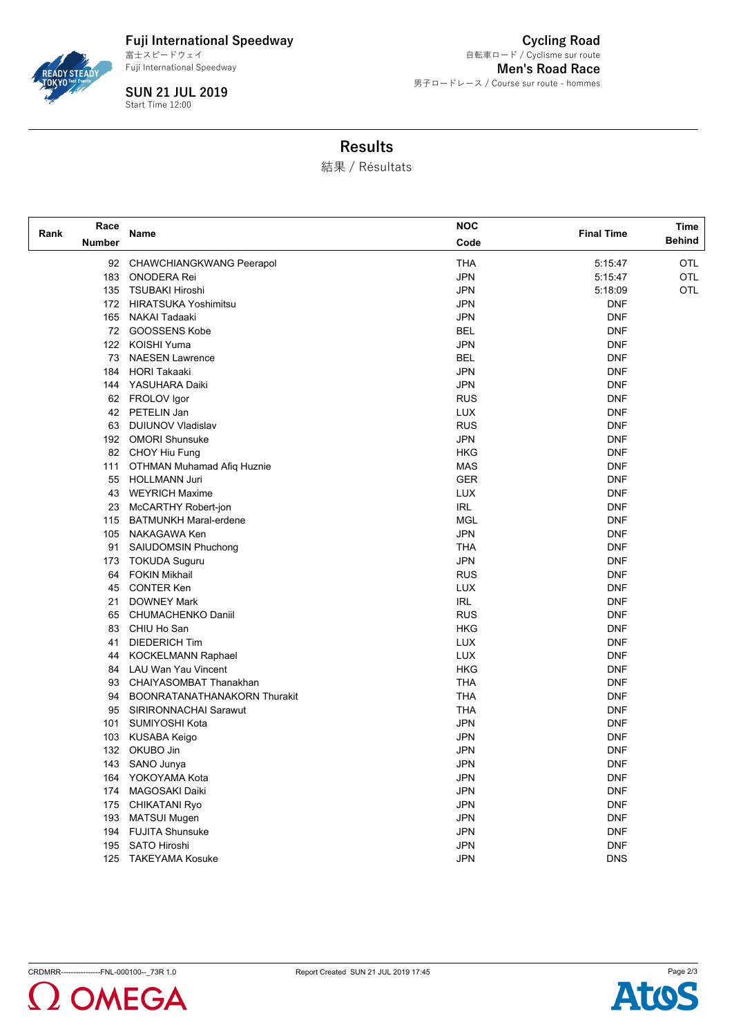Fuji International Speedway
富士スピードウェイ
Fuji International Speedway

**SUN 21 JUL 2019**
Start Time 12:00

**Cycling Road**
自転車ロード / Cyclisme sur route
**Men's Road Race**
男子ロードレース / Course sur route - hommes

## Results

結果 / Résultats

| Rank | Race Number | Name | NOC Code | Final Time | Time Behind |
|---|---|---|---|---|---|
| | 92 | CHAWCHIANGKWANG Peerapol | THA | 5:15:47 | OTL |
| | 183 | ONODERA Rei | JPN | 5:15:47 | OTL |
| | 135 | TSUBAKI Hiroshi | JPN | 5:18:09 | OTL |
| | 172 | HIRATSUKA Yoshimitsu | JPN | DNF | |
| | 165 | NAKAI Tadaaki | JPN | DNF | |
| | 72 | GOOSSENS Kobe | BEL | DNF | |
| | 122 | KOISHI Yuma | JPN | DNF | |
| | 73 | NAESEN Lawrence | BEL | DNF | |
| | 184 | HORI Takaaki | JPN | DNF | |
| | 144 | YASUHARA Daiki | JPN | DNF | |
| | 62 | FROLOV Igor | RUS | DNF | |
| | 42 | PETELIN Jan | LUX | DNF | |
| | 63 | DUIUNOV Vladislav | RUS | DNF | |
| | 192 | OMORI Shunsuke | JPN | DNF | |
| | 82 | CHOY Hiu Fung | HKG | DNF | |
| | 111 | OTHMAN Muhamad Afiq Huznie | MAS | DNF | |
| | 55 | HOLLMANN Juri | GER | DNF | |
| | 43 | WEYRICH Maxime | LUX | DNF | |
| | 23 | McCARTHY Robert-jon | IRL | DNF | |
| | 115 | BATMUNKH Maral-erdene | MGL | DNF | |
| | 105 | NAKAGAWA Ken | JPN | DNF | |
| | 91 | SAIUDOMSIN Phuchong | THA | DNF | |
| | 173 | TOKUDA Suguru | JPN | DNF | |
| | 64 | FOKIN Mikhail | RUS | DNF | |
| | 45 | CONTER Ken | LUX | DNF | |
| | 21 | DOWNEY Mark | IRL | DNF | |
| | 65 | CHUMACHENKO Daniil | RUS | DNF | |
| | 83 | CHIU Ho San | HKG | DNF | |
| | 41 | DIEDERICH Tim | LUX | DNF | |
| | 44 | KOCKELMANN Raphael | LUX | DNF | |
| | 84 | LAU Wan Yau Vincent | HKG | DNF | |
| | 93 | CHAIYASOMBAT Thanakhan | THA | DNF | |
| | 94 | BOONRATANATHANAKORN Thurakit | THA | DNF | |
| | 95 | SIRIRONNACHAI Sarawut | THA | DNF | |
| | 101 | SUMIYOSHI Kota | JPN | DNF | |
| | 103 | KUSABA Keigo | JPN | DNF | |
| | 132 | OKUBO Jin | JPN | DNF | |
| | 143 | SANO Junya | JPN | DNF | |
| | 164 | YOKOYAMA Kota | JPN | DNF | |
| | 174 | MAGOSAKI Daiki | JPN | DNF | |
| | 175 | CHIKATANI Ryo | JPN | DNF | |
| | 193 | MATSUI Mugen | JPN | DNF | |
| | 194 | FUJITA Shunsuke | JPN | DNF | |
| | 195 | SATO Hiroshi | JPN | DNF | |
| | 125 | TAKEYAMA Kosuke | JPN | DNS | |

CRDMRR----------------FNL-000100--_73R 1.0 Report Created SUN 21 JUL 2019 17:45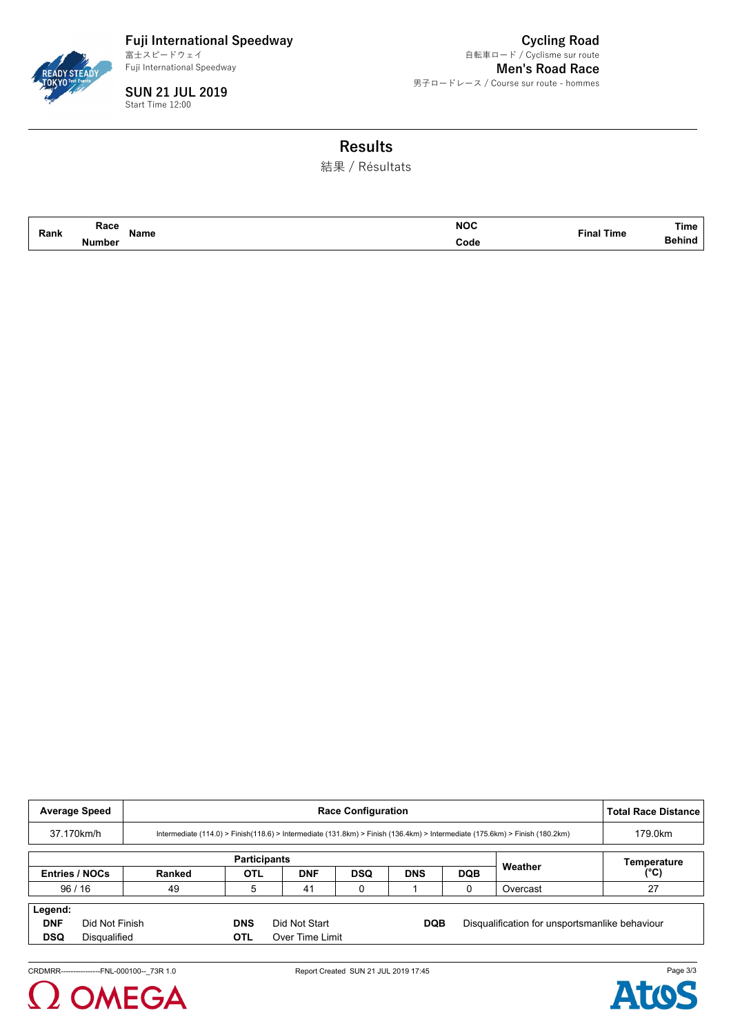**Fuji International Speedway**
富士スピードウェイ
Fuji International Speedway

**SUN 21 JUL 2019**
Start Time 12:00

**Cycling Road**
自転車ロード / Cyclisme sur route
**Men's Road Race**
男子ロードレース / Course sur route - hommes

## Results

結果 / Résultats

| Rank | Race Number | Name | NOC Code | Final Time | Time Behind |
|---|---|---|---|---|---|

| Average Speed | Race Configuration | Total Race Distance |
|---|---|---|
| 37.170km/h | Intermediate (114.0) > Finish(118.6) > Intermediate (131.8km) > Finish (136.4km) > Intermediate (175.6km) > Finish (180.2km) | 179.0km |

| Participants | | | | | | | Weather | Temperature (°C) |
|---|---|---|---|---|---|---|---|---|
| Entries / NOCs | Ranked | OTL | DNF | DSQ | DNS | DQB | | |
| 96 / 16 | 49 | 5 | 41 | 0 | 1 | 0 | Overcast | 27 |

**Legend:**

| | | | | | |
|---|---|---|---|---|---|
| **DNF** | Did Not Finish | **DNS** | Did Not Start | **DQB** | Disqualification for unsportsmanlike behaviour |
| **DSQ** | Disqualified | **OTL** | Over Time Limit | | |

CRDMRR----------------FNL-000100--_73R 1.0 Report Created SUN 21 JUL 2019 17:45